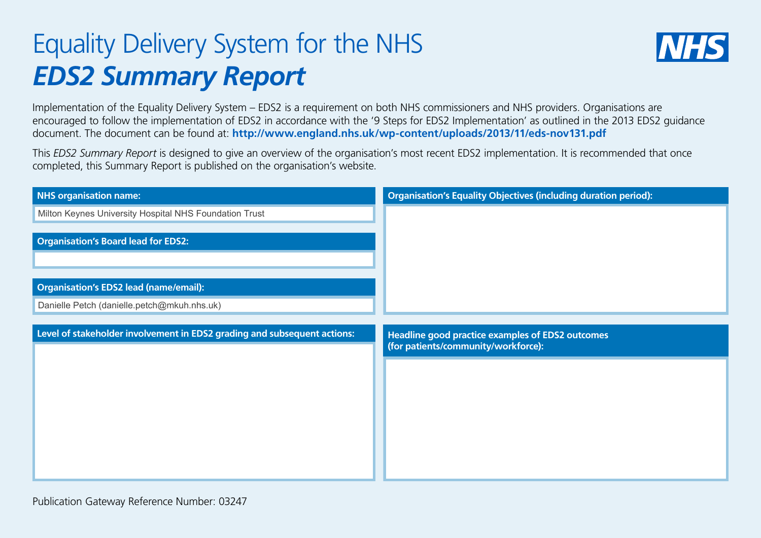# Equality Delivery System for the NHS

## *EDS2 Summary Report*

NHS

Implementation of the Equality Delivery System – EDS2 is a requirement on both NHS commissioners and NHS providers. Organisations are encouraged to follow the implementation of EDS2 in accordance with the '9 Steps for EDS2 Implementation' as outlined in the 2013 EDS2 guidance document. The document can be found at: **http://www.england.nhs.uk/wp-content/uploads/2013/11/eds-nov131.pdf**

This *EDS2 Summary Report* is designed to give an overview of the organisation's most recent EDS2 implementation. It is recommended that once completed, this Summary Report is published on the organisation's website.

**NHS organisation name:**

Milton Keynes University Hospital NHS Foundation Trust

**Organisation's Board lead for EDS2:**

**Organisation's EDS2 lead (name/email):**

Danielle Petch (danielle.petch@mkuh.nhs.uk)

**Level of stakeholder involvement in EDS2 grading and subsequent actions:**

**Organisation's Equality Objectives (including duration period):**

**Headline good practice examples of EDS2 outcomes (for patients/community/workforce):**

Publication Gateway Reference Number: 03247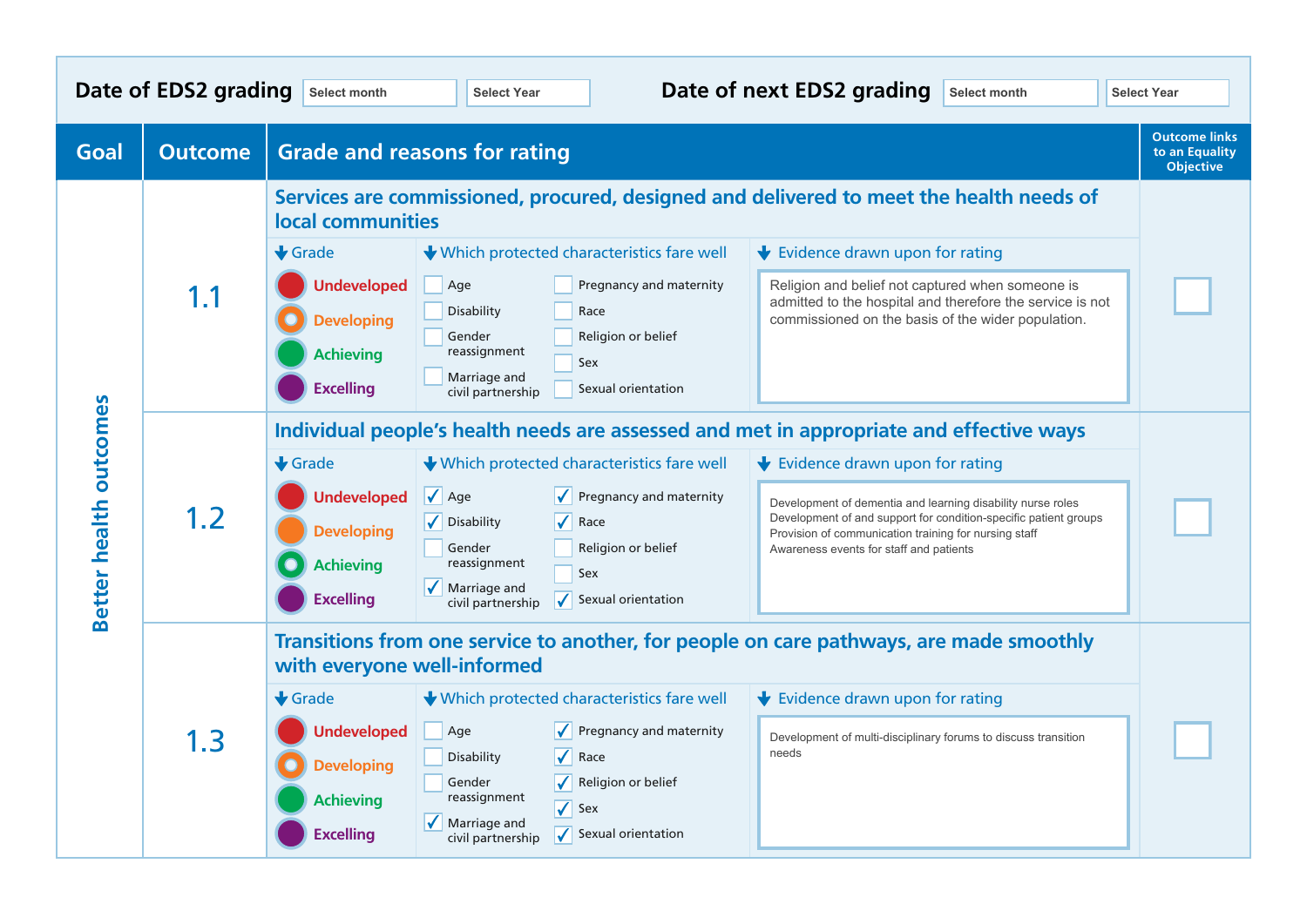**Date of EDS2 grading** Select month | Select Year

**Date of next EDS2 grading** Select month | Select Year

| Goal | Outcome | Grade and reasons for rating | Outcome links to an Equality Objective |
|---|---|---|---|
| Better health outcomes | 1.1 | **Services are commissioned, procured, designed and delivered to meet the health needs of local communities**<br><br>**Grade:** Undeveloped / Developing (selected) / Achieving / Excelling<br><br>**Which protected characteristics fare well:** ☐ Age ☐ Disability ☐ Gender reassignment ☐ Marriage and civil partnership ☐ Pregnancy and maternity ☐ Race ☐ Religion or belief ☐ Sex ☐ Sexual orientation<br><br>**Evidence drawn upon for rating:** Religion and belief not captured when someone is admitted to the hospital and therefore the service is not commissioned on the basis of the wider population. | ☐ |
| | 1.2 | **Individual people's health needs are assessed and met in appropriate and effective ways**<br><br>**Grade:** Undeveloped / Developing / Achieving (selected) / Excelling<br><br>**Which protected characteristics fare well:** ☑ Age ☑ Disability ☐ Gender reassignment ☑ Marriage and civil partnership ☑ Pregnancy and maternity ☑ Race ☐ Religion or belief ☐ Sex ☑ Sexual orientation<br><br>**Evidence drawn upon for rating:** Development of dementia and learning disability nurse roles<br>Development of and support for condition-specific patient groups<br>Provision of communication training for nursing staff<br>Awareness events for staff and patients | ☐ |
| | 1.3 | **Transitions from one service to another, for people on care pathways, are made smoothly with everyone well-informed**<br><br>**Grade:** Undeveloped / Developing (selected) / Achieving / Excelling<br><br>**Which protected characteristics fare well:** ☐ Age ☐ Disability ☐ Gender reassignment ☑ Marriage and civil partnership ☑ Pregnancy and maternity ☑ Race ☑ Religion or belief ☑ Sex ☑ Sexual orientation<br><br>**Evidence drawn upon for rating:** Development of multi-disciplinary forums to discuss transition needs | ☐ |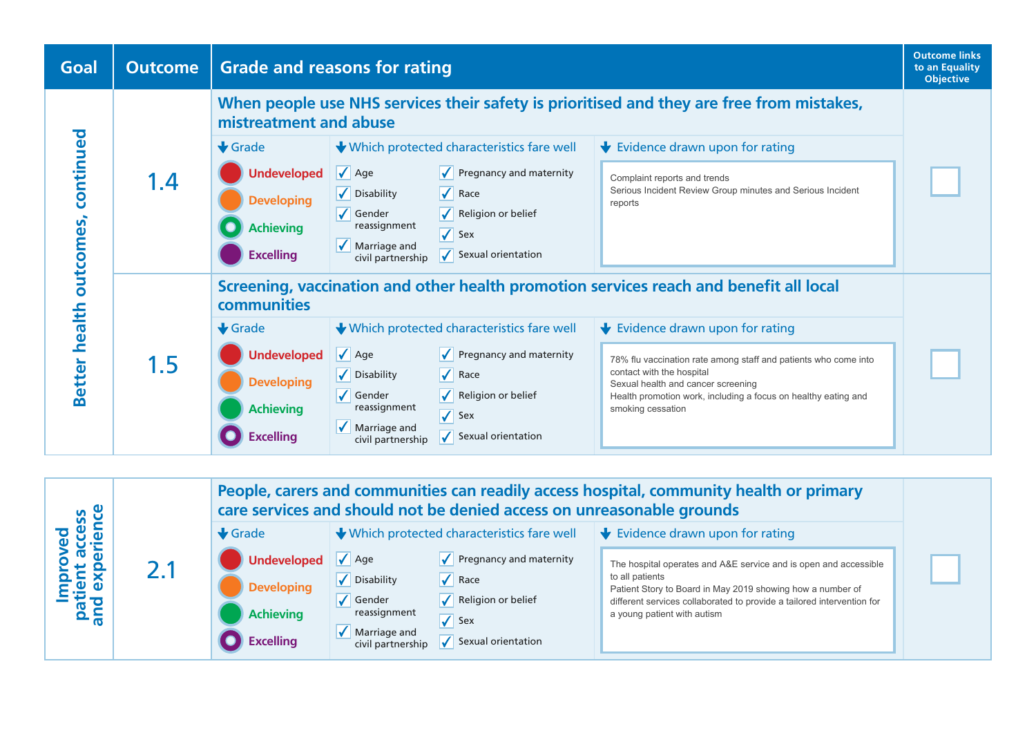| Goal | Outcome | Grade and reasons for rating | | | Outcome links to an Equality Objective |
|---|---|---|---|---|---|
| Better health outcomes, continued | 1.4 | **When people use NHS services their safety is prioritised and they are free from mistakes, mistreatment and abuse** | | | |
| | | **Grade** | **Which protected characteristics fare well** | **Evidence drawn upon for rating** | |
| | | Undeveloped<br>Developing<br>**Achieving** (selected)<br>Excelling | ✓ Age<br>✓ Disability<br>✓ Gender reassignment<br>✓ Marriage and civil partnership<br>✓ Pregnancy and maternity<br>✓ Race<br>✓ Religion or belief<br>✓ Sex<br>✓ Sexual orientation | Complaint reports and trends<br>Serious Incident Review Group minutes and Serious Incident reports | ☐ |
| | 1.5 | **Screening, vaccination and other health promotion services reach and benefit all local communities** | | | |
| | | **Grade** | **Which protected characteristics fare well** | **Evidence drawn upon for rating** | |
| | | Undeveloped<br>Developing<br>Achieving<br>**Excelling** (selected) | ✓ Age<br>✓ Disability<br>✓ Gender reassignment<br>✓ Marriage and civil partnership<br>✓ Pregnancy and maternity<br>✓ Race<br>✓ Religion or belief<br>✓ Sex<br>✓ Sexual orientation | 78% flu vaccination rate among staff and patients who come into contact with the hospital<br>Sexual health and cancer screening<br>Health promotion work, including a focus on healthy eating and smoking cessation | ☐ |

| Goal | Outcome | Grade and reasons for rating | | | Outcome links to an Equality Objective |
|---|---|---|---|---|---|
| Improved patient access and experience | 2.1 | **People, carers and communities can readily access hospital, community health or primary care services and should not be denied access on unreasonable grounds** | | | |
| | | **Grade** | **Which protected characteristics fare well** | **Evidence drawn upon for rating** | |
| | | Undeveloped<br>Developing<br>Achieving<br>**Excelling** (selected) | ✓ Age<br>✓ Disability<br>✓ Gender reassignment<br>✓ Marriage and civil partnership<br>✓ Pregnancy and maternity<br>✓ Race<br>✓ Religion or belief<br>✓ Sex<br>✓ Sexual orientation | The hospital operates and A&E service and is open and accessible to all patients<br>Patient Story to Board in May 2019 showing how a number of different services collaborated to provide a tailored intervention for a young patient with autism | ☐ |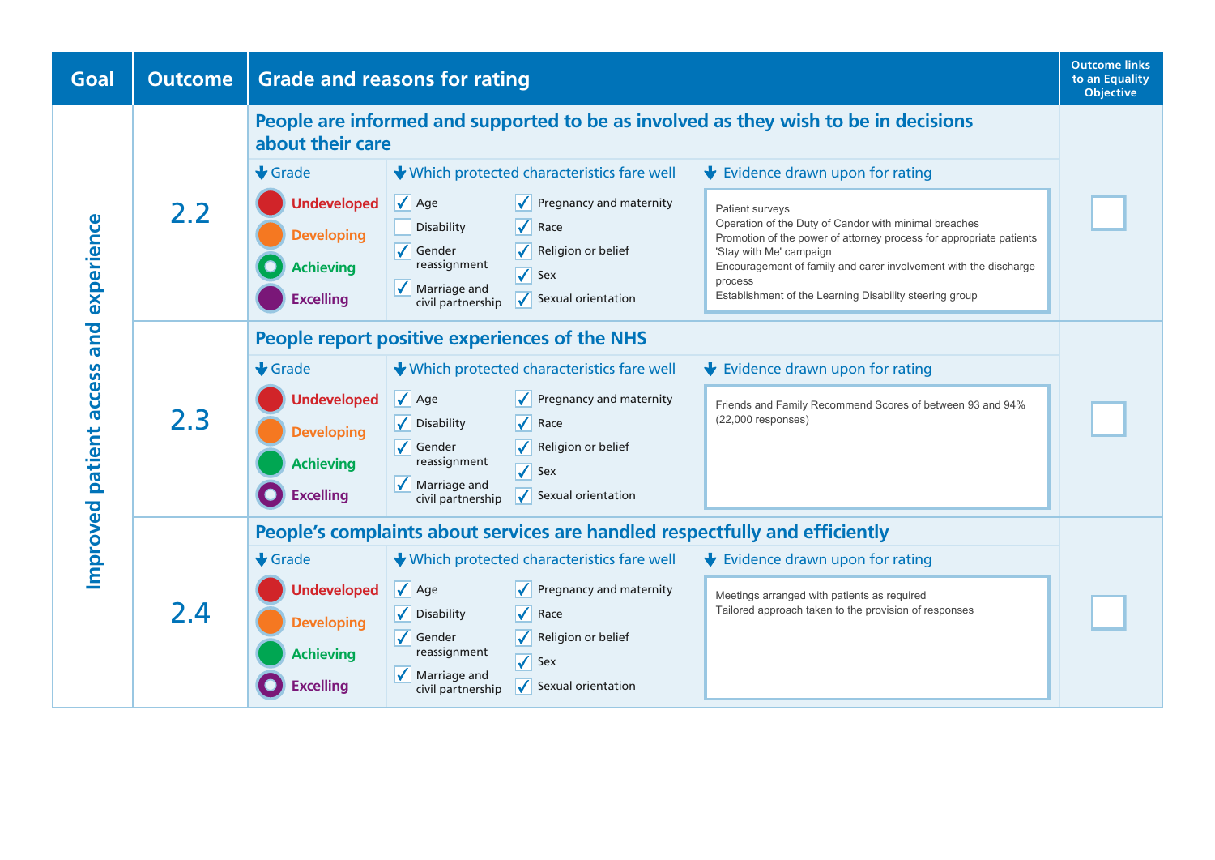| Goal | Outcome | Grade and reasons for rating | | | Outcome links to an Equality Objective |
|---|---|---|---|---|---|
| Improved patient access and experience | 2.2 | **People are informed and supported to be as involved as they wish to be in decisions about their care** | | | ☐ |
| | | **Grade** | **Which protected characteristics fare well** | **Evidence drawn upon for rating** | |
| | | Undeveloped<br>Developing<br>**Achieving** (selected)<br>Excelling | ☑ Age<br>☐ Disability<br>☑ Gender reassignment<br>☑ Marriage and civil partnership<br>☑ Pregnancy and maternity<br>☑ Race<br>☑ Religion or belief<br>☑ Sex<br>☑ Sexual orientation | Patient surveys<br>Operation of the Duty of Candor with minimal breaches<br>Promotion of the power of attorney process for appropriate patients<br>'Stay with Me' campaign<br>Encouragement of family and carer involvement with the discharge process<br>Establishment of the Learning Disability steering group | |
| | 2.3 | **People report positive experiences of the NHS** | | | ☐ |
| | | **Grade** | **Which protected characteristics fare well** | **Evidence drawn upon for rating** | |
| | | Undeveloped<br>Developing<br>Achieving<br>**Excelling** (selected) | ☑ Age<br>☑ Disability<br>☑ Gender reassignment<br>☑ Marriage and civil partnership<br>☑ Pregnancy and maternity<br>☑ Race<br>☑ Religion or belief<br>☑ Sex<br>☑ Sexual orientation | Friends and Family Recommend Scores of between 93 and 94% (22,000 responses) | |
| | 2.4 | **People's complaints about services are handled respectfully and efficiently** | | | ☐ |
| | | **Grade** | **Which protected characteristics fare well** | **Evidence drawn upon for rating** | |
| | | Undeveloped<br>Developing<br>Achieving<br>**Excelling** (selected) | ☑ Age<br>☑ Disability<br>☑ Gender reassignment<br>☑ Marriage and civil partnership<br>☑ Pregnancy and maternity<br>☑ Race<br>☑ Religion or belief<br>☑ Sex<br>☑ Sexual orientation | Meetings arranged with patients as required<br>Tailored approach taken to the provision of responses | |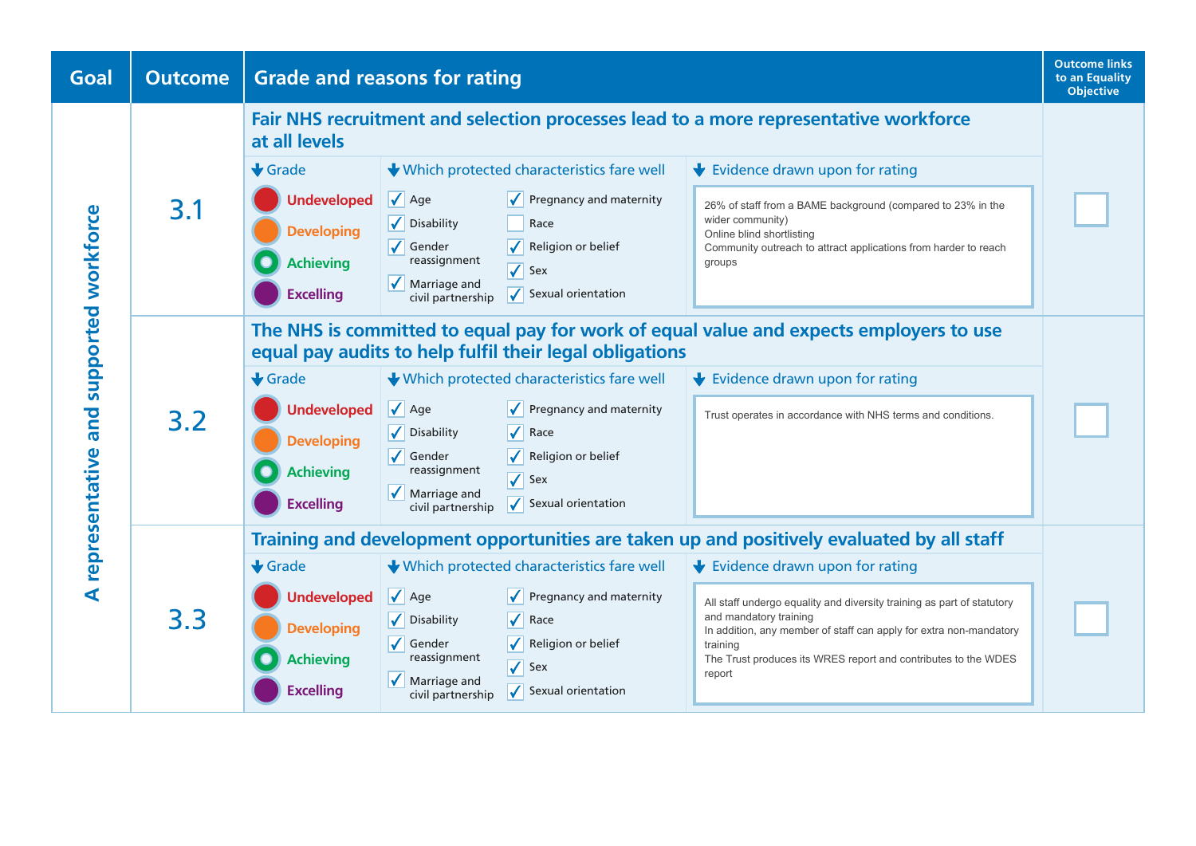| Goal | Outcome | Grade and reasons for rating | Outcome links to an Equality Objective |
|---|---|---|---|
| A representative and supported workforce | 3.1 | **Fair NHS recruitment and selection processes lead to a more representative workforce at all levels**<br><br>**Grade:** Undeveloped / Developing / **Achieving** (selected) / Excelling<br><br>**Which protected characteristics fare well:** ☑ Age ☑ Disability ☑ Gender reassignment ☑ Marriage and civil partnership ☑ Pregnancy and maternity ☐ Race ☑ Religion or belief ☑ Sex ☑ Sexual orientation<br><br>**Evidence drawn upon for rating:**<br>26% of staff from a BAME background (compared to 23% in the wider community)<br>Online blind shortlisting<br>Community outreach to attract applications from harder to reach groups | ☐ |
| | 3.2 | **The NHS is committed to equal pay for work of equal value and expects employers to use equal pay audits to help fulfil their legal obligations**<br><br>**Grade:** Undeveloped / Developing / **Achieving** (selected) / Excelling<br><br>**Which protected characteristics fare well:** ☑ Age ☑ Disability ☑ Gender reassignment ☑ Marriage and civil partnership ☑ Pregnancy and maternity ☑ Race ☑ Religion or belief ☑ Sex ☑ Sexual orientation<br><br>**Evidence drawn upon for rating:**<br>Trust operates in accordance with NHS terms and conditions. | ☐ |
| | 3.3 | **Training and development opportunities are taken up and positively evaluated by all staff**<br><br>**Grade:** Undeveloped / Developing / **Achieving** (selected) / Excelling<br><br>**Which protected characteristics fare well:** ☑ Age ☑ Disability ☑ Gender reassignment ☑ Marriage and civil partnership ☑ Pregnancy and maternity ☑ Race ☑ Religion or belief ☑ Sex ☑ Sexual orientation<br><br>**Evidence drawn upon for rating:**<br>All staff undergo equality and diversity training as part of statutory and mandatory training<br>In addition, any member of staff can apply for extra non-mandatory training<br>The Trust produces its WRES report and contributes to the WDES report | ☐ |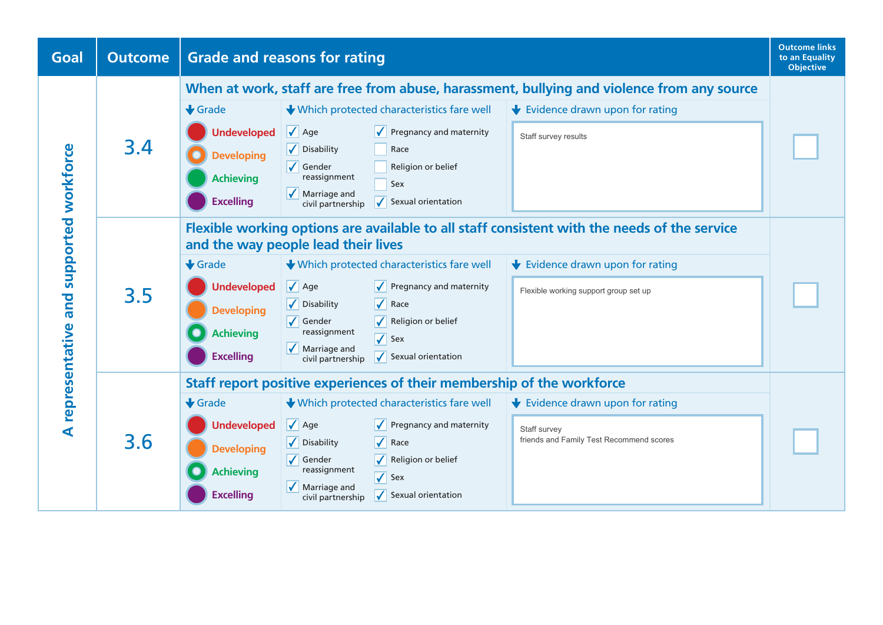| Goal | Outcome | Grade and reasons for rating | | | Outcome links to an Equality Objective |
|---|---|---|---|---|---|
| A representative and supported workforce | 3.4 | **When at work, staff are free from abuse, harassment, bullying and violence from any source** | | | |
| | | **Grade**<br>Undeveloped<br>Developing (selected)<br>Achieving<br>Excelling | **Which protected characteristics fare well**<br>☑ Age<br>☑ Disability<br>☑ Gender reassignment<br>☑ Marriage and civil partnership<br>☑ Pregnancy and maternity<br>☐ Race<br>☐ Religion or belief<br>☐ Sex<br>☑ Sexual orientation | **Evidence drawn upon for rating**<br>Staff survey results | ☐ |
| | 3.5 | **Flexible working options are available to all staff consistent with the needs of the service and the way people lead their lives** | | | |
| | | **Grade**<br>Undeveloped<br>Developing<br>Achieving (selected)<br>Excelling | **Which protected characteristics fare well**<br>☑ Age<br>☑ Disability<br>☑ Gender reassignment<br>☑ Marriage and civil partnership<br>☑ Pregnancy and maternity<br>☑ Race<br>☑ Religion or belief<br>☑ Sex<br>☑ Sexual orientation | **Evidence drawn upon for rating**<br>Flexible working support group set up | ☐ |
| | 3.6 | **Staff report positive experiences of their membership of the workforce** | | | |
| | | **Grade**<br>Undeveloped<br>Developing<br>Achieving (selected)<br>Excelling | **Which protected characteristics fare well**<br>☑ Age<br>☑ Disability<br>☑ Gender reassignment<br>☑ Marriage and civil partnership<br>☑ Pregnancy and maternity<br>☑ Race<br>☑ Religion or belief<br>☑ Sex<br>☑ Sexual orientation | **Evidence drawn upon for rating**<br>Staff survey<br>friends and Family Test Recommend scores | ☐ |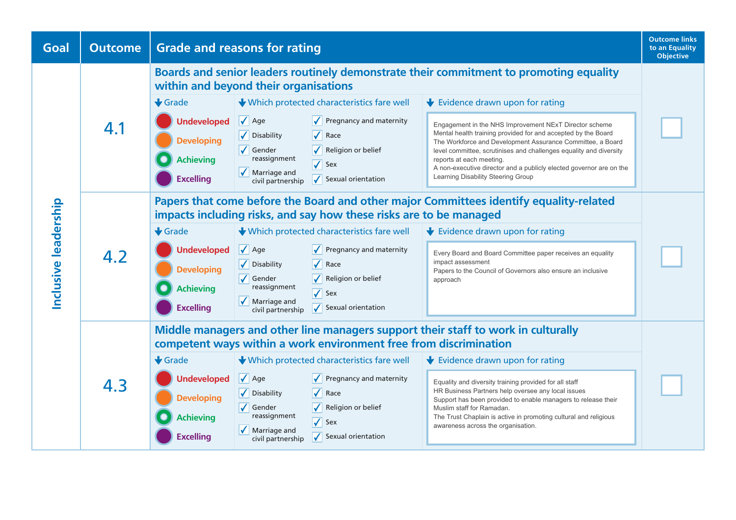| Goal | Outcome | Grade and reasons for rating | | | Outcome links to an Equality Objective |
|---|---|---|---|---|---|
| Inclusive leadership | 4.1 | **Boards and senior leaders routinely demonstrate their commitment to promoting equality within and beyond their organisations** | | | |
| | | **Grade** | **Which protected characteristics fare well** | **Evidence drawn upon for rating** | |
| | | Undeveloped<br>Developing<br>Achieving<br>Excelling | ✓ Age<br>✓ Disability<br>✓ Gender reassignment<br>✓ Marriage and civil partnership<br>✓ Pregnancy and maternity<br>✓ Race<br>✓ Religion or belief<br>✓ Sex<br>✓ Sexual orientation | Engagement in the NHS Improvement NExT Director scheme<br>Mental health training provided for and accepted by the Board<br>The Workforce and Development Assurance Committee, a Board level committee, scrutinises and challenges equality and diversity reports at each meeting.<br>A non-executive director and a publicly elected governor are on the Learning Disability Steering Group | ☐ |
| | 4.2 | **Papers that come before the Board and other major Committees identify equality-related impacts including risks, and say how these risks are to be managed** | | | |
| | | **Grade** | **Which protected characteristics fare well** | **Evidence drawn upon for rating** | |
| | | Undeveloped<br>Developing<br>Achieving<br>Excelling | ✓ Age<br>✓ Disability<br>✓ Gender reassignment<br>✓ Marriage and civil partnership<br>✓ Pregnancy and maternity<br>✓ Race<br>✓ Religion or belief<br>✓ Sex<br>✓ Sexual orientation | Every Board and Board Committee paper receives an equality impact assessment<br>Papers to the Council of Governors also ensure an inclusive approach | ☐ |
| | 4.3 | **Middle managers and other line managers support their staff to work in culturally competent ways within a work environment free from discrimination** | | | |
| | | **Grade** | **Which protected characteristics fare well** | **Evidence drawn upon for rating** | |
| | | Undeveloped<br>Developing<br>Achieving<br>Excelling | ✓ Age<br>✓ Disability<br>✓ Gender reassignment<br>✓ Marriage and civil partnership<br>✓ Pregnancy and maternity<br>✓ Race<br>✓ Religion or belief<br>✓ Sex<br>✓ Sexual orientation | Equality and diversity training provided for all staff<br>HR Business Partners help oversee any local issues<br>Support has been provided to enable managers to release their Muslim staff for Ramadan.<br>The Trust Chaplain is active in promoting cultural and religious awareness across the organisation. | ☐ |